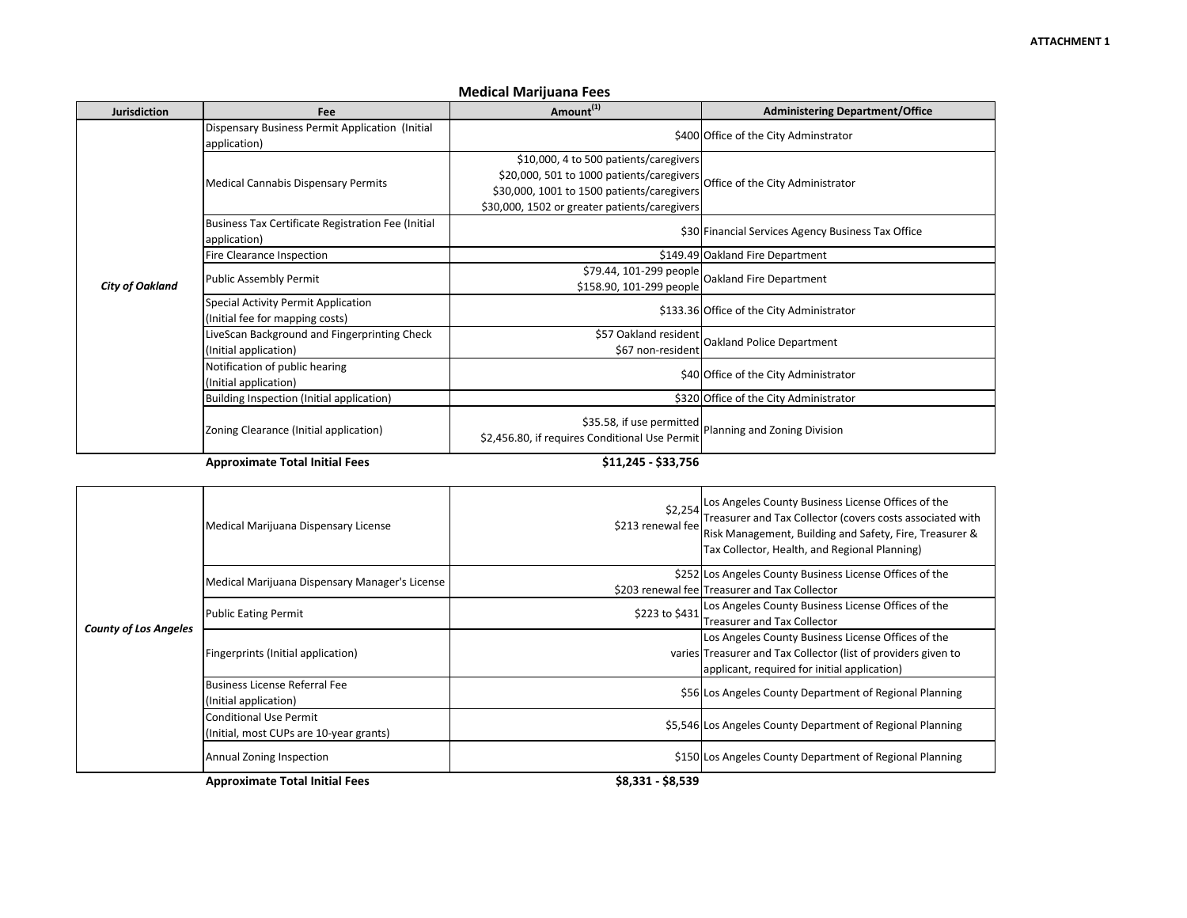ATTACHMENT 1

## Medical Marijuana Fees

| Jurisdiction | Fee | Amount[1] | Administering Department/Office |
|---|---|---|---|
| ***City of Oakland*** | Dispensary Business Permit Application (Initial application) | $400 | Office of the City Adminstrator |
| | Medical Cannabis Dispensary Permits | $10,000, 4 to 500 patients/caregivers<br>$20,000, 501 to 1000 patients/caregivers<br>$30,000, 1001 to 1500 patients/caregivers<br>$30,000, 1502 or greater patients/caregivers | Office of the City Administrator |
| | Business Tax Certificate Registration Fee (Initial application) | $30 | Financial Services Agency Business Tax Office |
| | Fire Clearance Inspection | $149.49 | Oakland Fire Department |
| | Public Assembly Permit | $79.44, 101-299 people<br>$158.90, 101-299 people | Oakland Fire Department |
| | Special Activity Permit Application<br>(Initial fee for mapping costs) | $133.36 | Office of the City Administrator |
| | LiveScan Background and Fingerprinting Check<br>(Initial application) | $57 Oakland resident<br>$67 non-resident | Oakland Police Department |
| | Notification of public hearing<br>(Initial application) | $40 | Office of the City Administrator |
| | Building Inspection (Initial application) | $320 | Office of the City Administrator |
| | Zoning Clearance (Initial application) | $35.58, if use permitted<br>$2,456.80, if requires Conditional Use Permit | Planning and Zoning Division |
| | **Approximate Total Initial Fees** | **$11,245 - $33,756** | |

| Jurisdiction | Fee | Amount | Administering Department/Office |
|---|---|---|---|
| ***County of Los Angeles*** | Medical Marijuana Dispensary License | $2,254<br>$213 renewal fee | Los Angeles County Business License Offices of the Treasurer and Tax Collector (covers costs associated with Risk Management, Building and Safety, Fire, Treasurer & Tax Collector, Health, and Regional Planning) |
| | Medical Marijuana Dispensary Manager's License | $252<br>$203 renewal fee | Los Angeles County Business License Offices of the Treasurer and Tax Collector |
| | Public Eating Permit | $223 to $431 | Los Angeles County Business License Offices of the Treasurer and Tax Collector |
| | Fingerprints (Initial application) | varies | Los Angeles County Business License Offices of the Treasurer and Tax Collector (list of providers given to applicant, required for initial application) |
| | Business License Referral Fee<br>(Initial application) | $56 | Los Angeles County Department of Regional Planning |
| | Conditional Use Permit<br>(Initial, most CUPs are 10-year grants) | $5,546 | Los Angeles County Department of Regional Planning |
| | Annual Zoning Inspection | $150 | Los Angeles County Department of Regional Planning |
| | **Approximate Total Initial Fees** | **$8,331 - $8,539** | |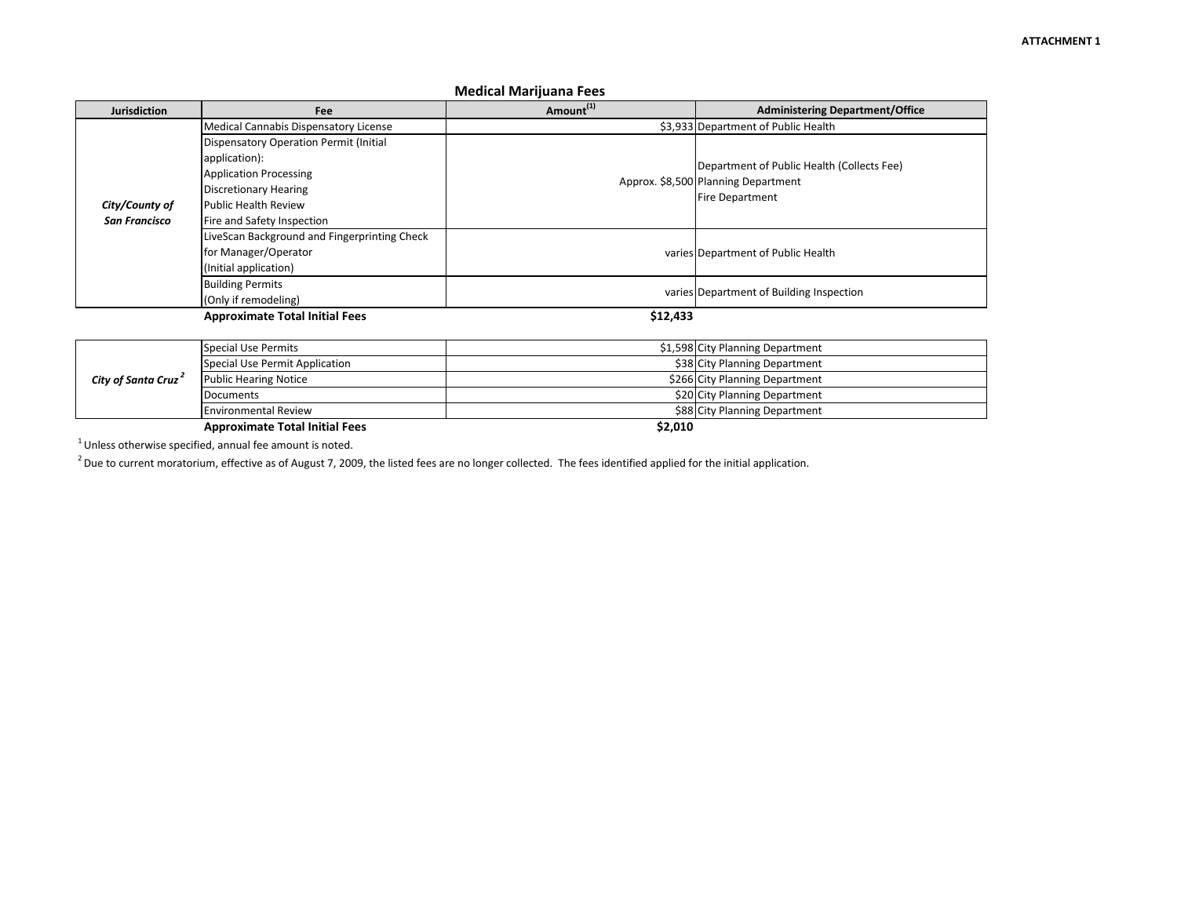ATTACHMENT 1

## Medical Marijuana Fees

| Jurisdiction | Fee | Amount[(1)] | Administering Department/Office |
|---|---|---|---|
| ***City/County of San Francisco*** | Medical Cannabis Dispensatory License | $3,933 | Department of Public Health |
| | Dispensatory Operation Permit (Initial application):<br>Application Processing<br>Discretionary Hearing<br>Public Health Review<br>Fire and Safety Inspection | Approx. $8,500 | Department of Public Health (Collects Fee)<br>Planning Department<br>Fire Department |
| | LiveScan Background and Fingerprinting Check for Manager/Operator (Initial application) | varies | Department of Public Health |
| | Building Permits (Only if remodeling) | varies | Department of Building Inspection |
| | **Approximate Total Initial Fees** | **$12,433** | |
| ***City of Santa Cruz*** [2] | Special Use Permits | $1,598 | City Planning Department |
| | Special Use Permit Application | $38 | City Planning Department |
| | Public Hearing Notice | $266 | City Planning Department |
| | Documents | $20 | City Planning Department |
| | Environmental Review | $88 | City Planning Department |
| | **Approximate Total Initial Fees** | **$2,010** | |

[1] Unless otherwise specified, annual fee amount is noted.

[2] Due to current moratorium, effective as of August 7, 2009, the listed fees are no longer collected. The fees identified applied for the initial application.